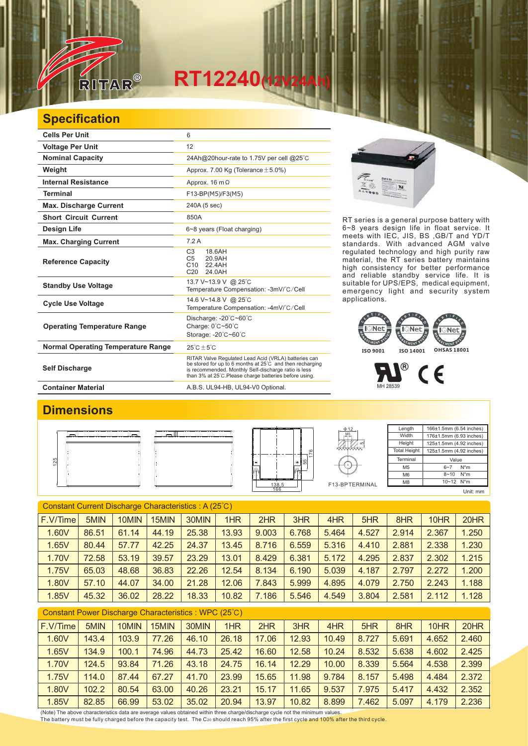# RT12240(12V24Ah)

## Specification

| Cells Per Unit | 6 |
|---|---|
| Voltage Per Unit | 12 |
| Nominal Capacity | 24Ah@20hour-rate to 1.75V per cell @25℃ |
| Weight | Approx. 7.00 Kg (Tolerance ±5.0%) |
| Internal Resistance | Approx. 16 mΩ |
| Terminal | F13-BP(M5)/F3(M5) |
| Max. Discharge Current | 240A (5 sec) |
| Short Circuit Current | 850A |
| Design Life | 6~8 years (Float charging) |
| Max. Charging Current | 7.2 A |
| Reference Capacity | C3 18.6AH<br>C5 20.9AH<br>C10 22.4AH<br>C20 24.0AH |
| Standby Use Voltage | 13.7 V~13.9 V @ 25℃<br>Temperature Compensation: -3mV/℃/Cell |
| Cycle Use Voltage | 14.6 V~14.8 V @ 25℃<br>Temperature Compensation: -4mV/℃/Cell |
| Operating Temperature Range | Discharge: -20℃~60℃<br>Charge: 0℃~50℃<br>Storage: -20℃~60℃ |
| Normal Operating Temperature Range | 25℃±5℃ |
| Self Discharge | RITAR Valve Regulated Lead Acid (VRLA) batteries can be stored for up to 6 months at 25℃ and then recharging is recommended. Monthly Self-discharge ratio is less than 3% at 25℃.Please charge batteries before using. |
| Container Material | A.B.S. UL94-HB, UL94-V0 Optional. |

RT series is a general purpose battery with 6~8 years design life in float service. It meets with IEC, JIS, BS ,GB/T and YD/T standards. With advanced AGM valve regulated technology and high purity raw material, the RT series battery maintains high consistency for better performance and reliable standby service life. It is suitable for UPS/EPS, medical equipment, emergency light and security system applications.

ISO 9001　ISO 14001　OHSAS 18001

MH 28539

## Dimensions

| Length | 166±1.5mm (6.54 inches) |
|---|---|
| Width | 176±1.5mm (6.93 inches) |
| Height | 125±1.5mm (4.92 inches) |
| Total Height | 125±1.5mm (4.92 inches) |

| Terminal | Value |
|---|---|
| M5 | 6~7 N*m |
| M6 | 8~10 N*m |
| M8 | 10~12 N*m |

F13-BP TERMINAL

Unit: mm

### Constant Current Discharge Characteristics : A (25℃)

| F.V/Time | 5MIN | 10MIN | 15MIN | 30MIN | 1HR | 2HR | 3HR | 4HR | 5HR | 8HR | 10HR | 20HR |
|---|---|---|---|---|---|---|---|---|---|---|---|---|
| 1.60V | 86.51 | 61.14 | 44.19 | 25.38 | 13.93 | 9.003 | 6.768 | 5.464 | 4.527 | 2.914 | 2.367 | 1.250 |
| 1.65V | 80.44 | 57.77 | 42.25 | 24.37 | 13.45 | 8.716 | 6.559 | 5.316 | 4.410 | 2.881 | 2.338 | 1.230 |
| 1.70V | 72.58 | 53.19 | 39.57 | 23.29 | 13.01 | 8.429 | 6.381 | 5.172 | 4.295 | 2.837 | 2.302 | 1.215 |
| 1.75V | 65.03 | 48.68 | 36.83 | 22.26 | 12.54 | 8.134 | 6.190 | 5.039 | 4.187 | 2.797 | 2.272 | 1.200 |
| 1.80V | 57.10 | 44.07 | 34.00 | 21.28 | 12.06 | 7.843 | 5.999 | 4.895 | 4.079 | 2.750 | 2.243 | 1.188 |
| 1.85V | 45.32 | 36.02 | 28.22 | 18.33 | 10.82 | 7.186 | 5.546 | 4.549 | 3.804 | 2.581 | 2.112 | 1.128 |

### Constant Power Discharge Characteristics : WPC (25℃)

| F.V/Time | 5MIN | 10MIN | 15MIN | 30MIN | 1HR | 2HR | 3HR | 4HR | 5HR | 8HR | 10HR | 20HR |
|---|---|---|---|---|---|---|---|---|---|---|---|---|
| 1.60V | 143.4 | 103.9 | 77.26 | 46.10 | 26.18 | 17.06 | 12.93 | 10.49 | 8.727 | 5.691 | 4.652 | 2.460 |
| 1.65V | 134.9 | 100.1 | 74.96 | 44.73 | 25.42 | 16.60 | 12.58 | 10.24 | 8.532 | 5.638 | 4.602 | 2.425 |
| 1.70V | 124.5 | 93.84 | 71.26 | 43.18 | 24.75 | 16.14 | 12.29 | 10.00 | 8.339 | 5.564 | 4.538 | 2.399 |
| 1.75V | 114.0 | 87.44 | 67.27 | 41.70 | 23.99 | 15.65 | 11.98 | 9.784 | 8.157 | 5.498 | 4.484 | 2.372 |
| 1.80V | 102.2 | 80.54 | 63.00 | 40.26 | 23.21 | 15.17 | 11.65 | 9.537 | 7.975 | 5.417 | 4.432 | 2.352 |
| 1.85V | 82.85 | 66.99 | 53.02 | 35.02 | 20.94 | 13.97 | 10.82 | 8.899 | 7.462 | 5.097 | 4.179 | 2.236 |

(Note) The above characteristics data are average values obtained within three charge/discharge cycle not the minimum values.
The battery must be fully charged before the capacity test. The $C_{20}$ should reach 95% after the first cycle and 100% after the third cycle.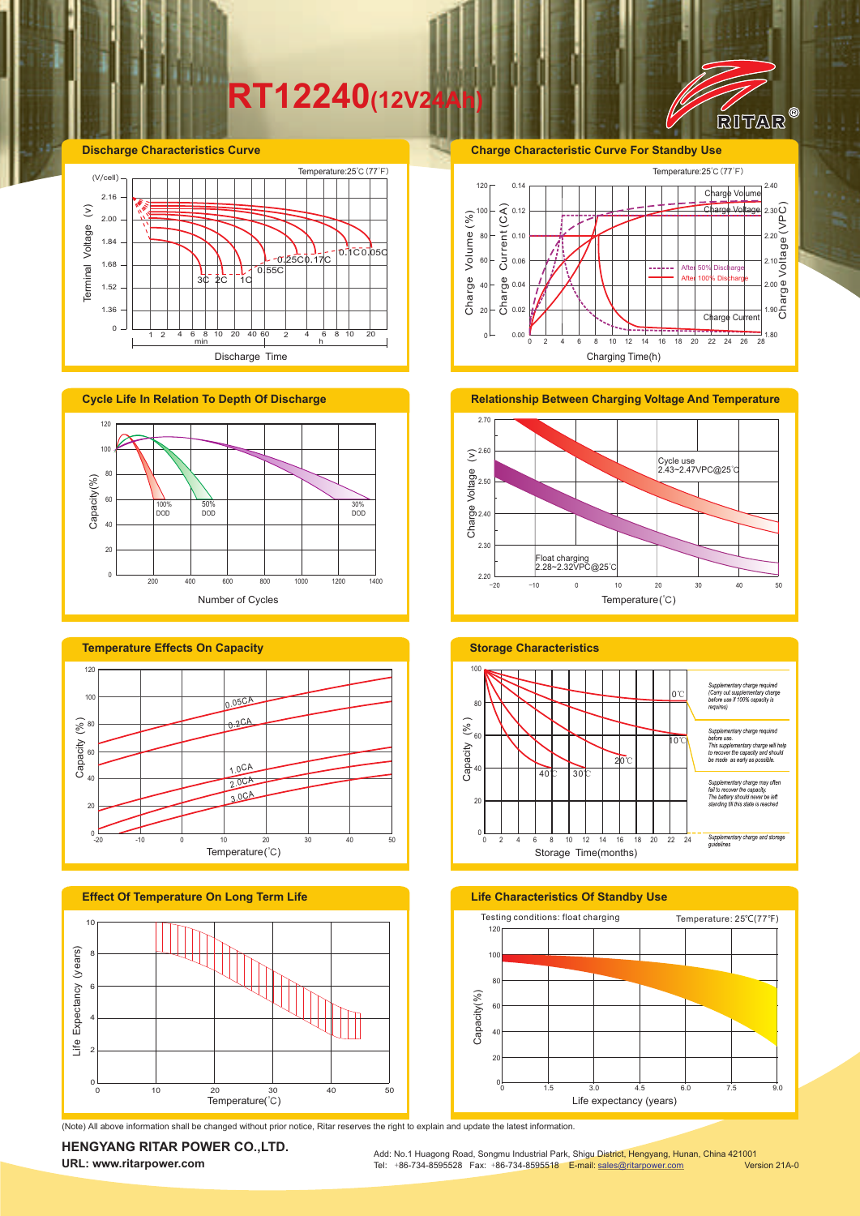# RT12240(12V24Ah)

RITAR®

## Discharge Characteristics Curve

Temperature:25℃ (77℉)

(V/cell)

Terminal Voltage (v)

2.16
2.00
1.84
1.68
1.52
1.36
0

3C 2C 1C 0.55C 0.25C 0.17C 0.1C 0.05C

1 2 4 6 8 10 20 40 60 2 4 6 8 10 20

min h

Discharge Time

## Charge Characteristic Curve For Standby Use

Temperature:25℃ (77℉)

Charge Volume (%) Charge Current (CA) Charge Voltage (VPC)

120 0.14 2.40
100 0.12 2.30
80 0.10 2.20
60 0.06 2.10
40 0.04 2.00
20 0.02 1.90
0 0.00 1.80

Charge Volume
Charge Voltage
After 50% Discharge
After 100% Discharge
Charge Current

0 2 4 6 8 10 12 14 16 18 20 22 24 26 28

Charging Time(h)

## Cycle Life In Relation To Depth Of Discharge

Capacity(%)

120 100 80 60 40 20 0

100% DOD
50% DOD
30% DOD

200 400 600 800 1000 1200 1400

Number of Cycles

## Relationship Between Charging Voltage And Temperature

Charge Voltage (v)

2.70 2.60 2.50 2.40 2.30 2.20

Cycle use
2.43~2.47VPC@25℃

Float charging
2.28~2.32VPC@25℃

−20 −10 0 10 20 30 40 50

Temperature(℃)

## Temperature Effects On Capacity

Capacity (%)

120 100 80 60 40 20 0

0.05CA
0.2CA
1.0CA
2.0CA
3.0CA

-20 -10 0 10 20 30 40 50

Temperature(℃)

## Storage Characteristics

Capacity (%)

100 80 60 40 20 0

0℃ 10℃ 20℃ 30℃ 40℃

0 2 4 6 8 10 12 14 16 18 20 22 24

Storage Time(months)

Supplementary charge required (Carry out supplementary charge before use if 100% capacity is requires)

Supplementary charge required before use. This supplementary charge will help to recover the capacity and should be made as early as possible.

Supplementary charge may often fail to recover the capacity. The battery should never be left standing till this state is reached

Supplementary charge and storage guidelines

## Effect Of Temperature On Long Term Life

Life Expectancy (years)

10 8 6 4 2 0

0 10 20 30 40 50

Temperature(℃)

## Life Characteristics Of Standby Use

Testing conditions: float charging

Temperature: 25℃(77℉)

Capacity(%)

120 100 80 60 40 20 0

0 1.5 3.0 4.5 6.0 7.5 9.0

Life expectancy (years)

(Note) All above information shall be changed without prior notice, Ritar reserves the right to explain and update the latest information.

**HENGYANG RITAR POWER CO.,LTD.**
**URL: www.ritarpower.com**

Add: No.1 Huagong Road, Songmu Industrial Park, Shigu District, Hengyang, Hunan, China 421001
Tel: +86-734-8595528 Fax: +86-734-8595518 E-mail: sales@ritarpower.com

Version 21A-0